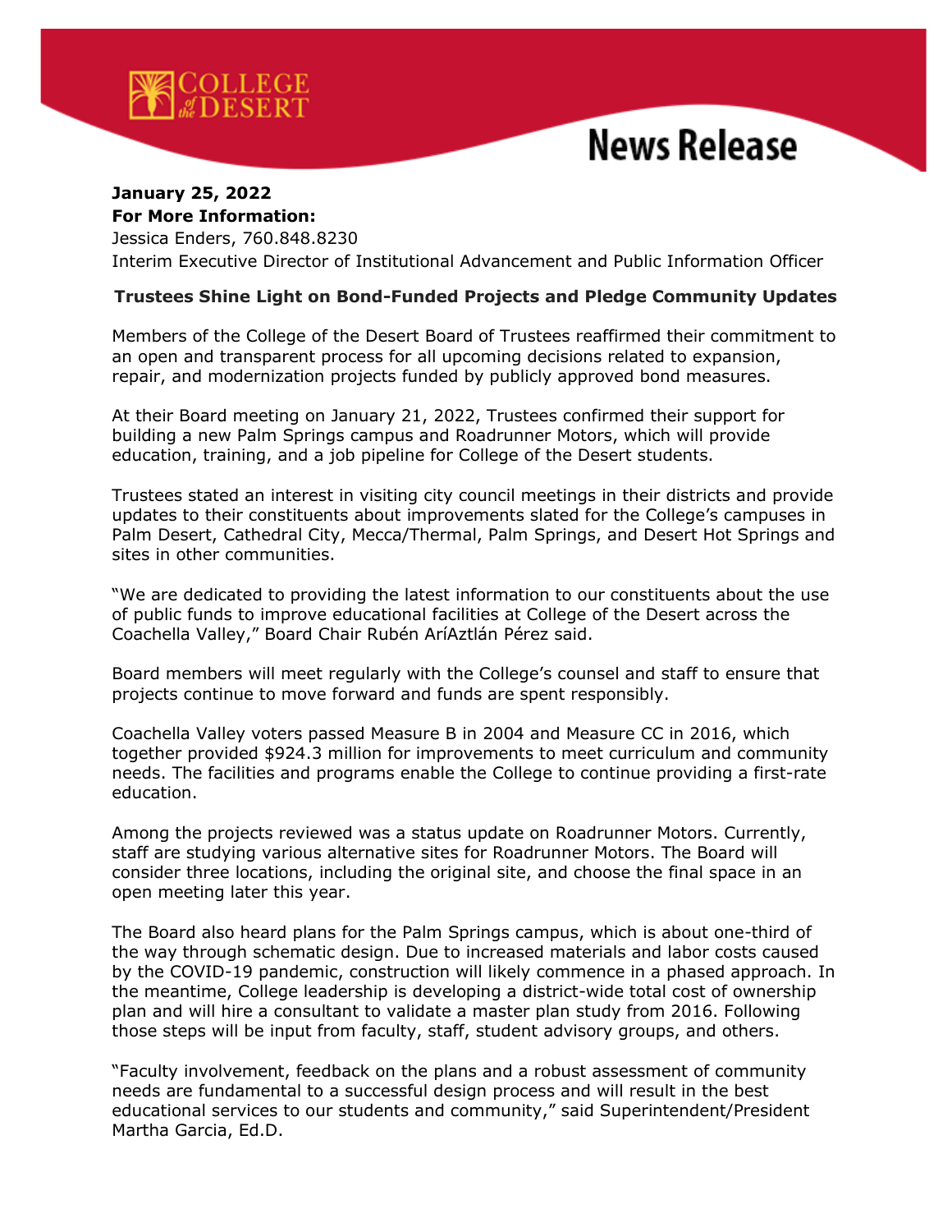COLLEGE of the DESERT

# News Release

**January 25, 2022**
**For More Information:**
Jessica Enders, 760.848.8230
Interim Executive Director of Institutional Advancement and Public Information Officer

## Trustees Shine Light on Bond-Funded Projects and Pledge Community Updates

Members of the College of the Desert Board of Trustees reaffirmed their commitment to an open and transparent process for all upcoming decisions related to expansion, repair, and modernization projects funded by publicly approved bond measures.

At their Board meeting on January 21, 2022, Trustees confirmed their support for building a new Palm Springs campus and Roadrunner Motors, which will provide education, training, and a job pipeline for College of the Desert students.

Trustees stated an interest in visiting city council meetings in their districts and provide updates to their constituents about improvements slated for the College's campuses in Palm Desert, Cathedral City, Mecca/Thermal, Palm Springs, and Desert Hot Springs and sites in other communities.

"We are dedicated to providing the latest information to our constituents about the use of public funds to improve educational facilities at College of the Desert across the Coachella Valley," Board Chair Rubén AríAztlán Pérez said.

Board members will meet regularly with the College's counsel and staff to ensure that projects continue to move forward and funds are spent responsibly.

Coachella Valley voters passed Measure B in 2004 and Measure CC in 2016, which together provided $924.3 million for improvements to meet curriculum and community needs. The facilities and programs enable the College to continue providing a first-rate education.

Among the projects reviewed was a status update on Roadrunner Motors. Currently, staff are studying various alternative sites for Roadrunner Motors. The Board will consider three locations, including the original site, and choose the final space in an open meeting later this year.

The Board also heard plans for the Palm Springs campus, which is about one-third of the way through schematic design. Due to increased materials and labor costs caused by the COVID-19 pandemic, construction will likely commence in a phased approach. In the meantime, College leadership is developing a district-wide total cost of ownership plan and will hire a consultant to validate a master plan study from 2016. Following those steps will be input from faculty, staff, student advisory groups, and others.

"Faculty involvement, feedback on the plans and a robust assessment of community needs are fundamental to a successful design process and will result in the best educational services to our students and community," said Superintendent/President Martha Garcia, Ed.D.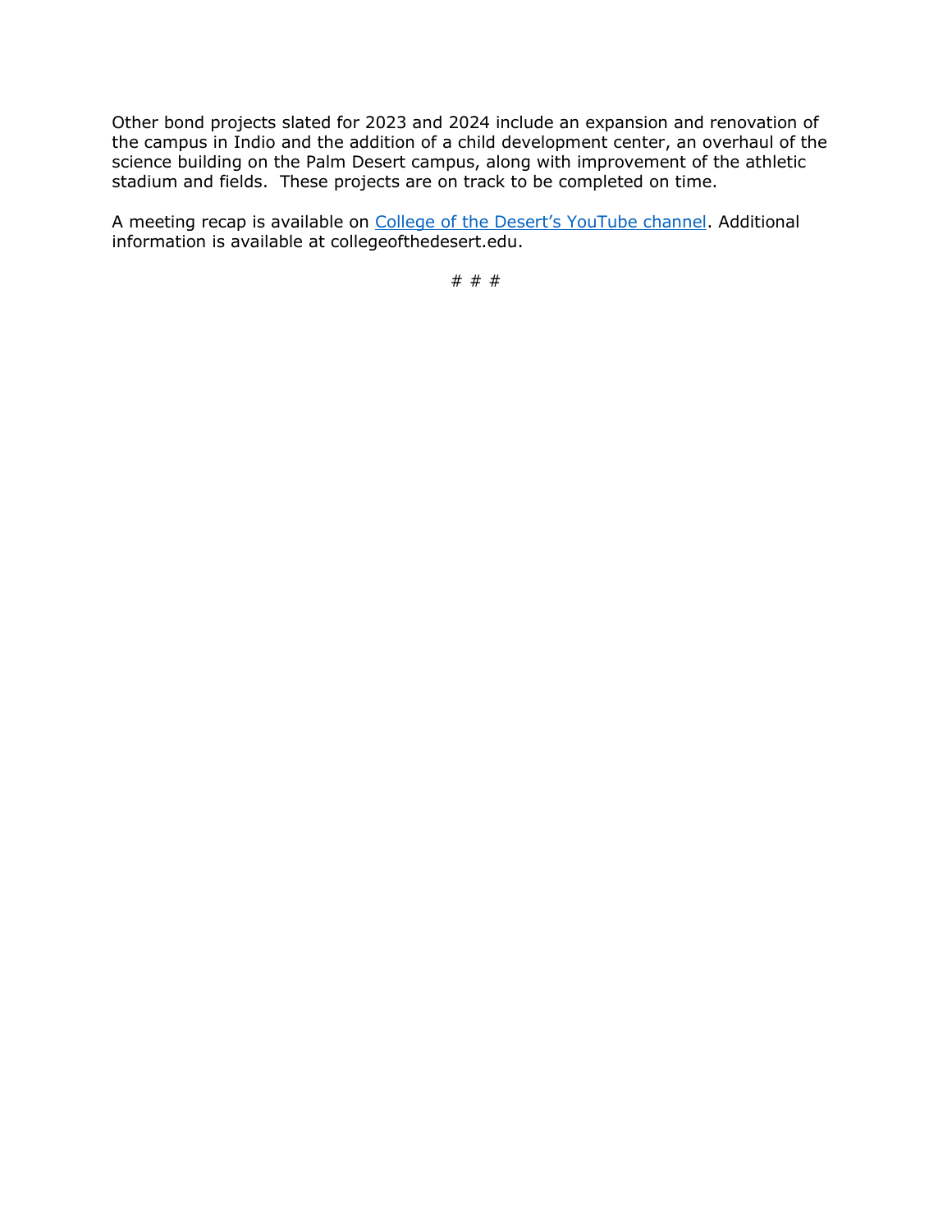Other bond projects slated for 2023 and 2024 include an expansion and renovation of the campus in Indio and the addition of a child development center, an overhaul of the science building on the Palm Desert campus, along with improvement of the athletic stadium and fields. These projects are on track to be completed on time.

A meeting recap is available on College of the Desert's YouTube channel. Additional information is available at collegeofthedesert.edu.

# # #